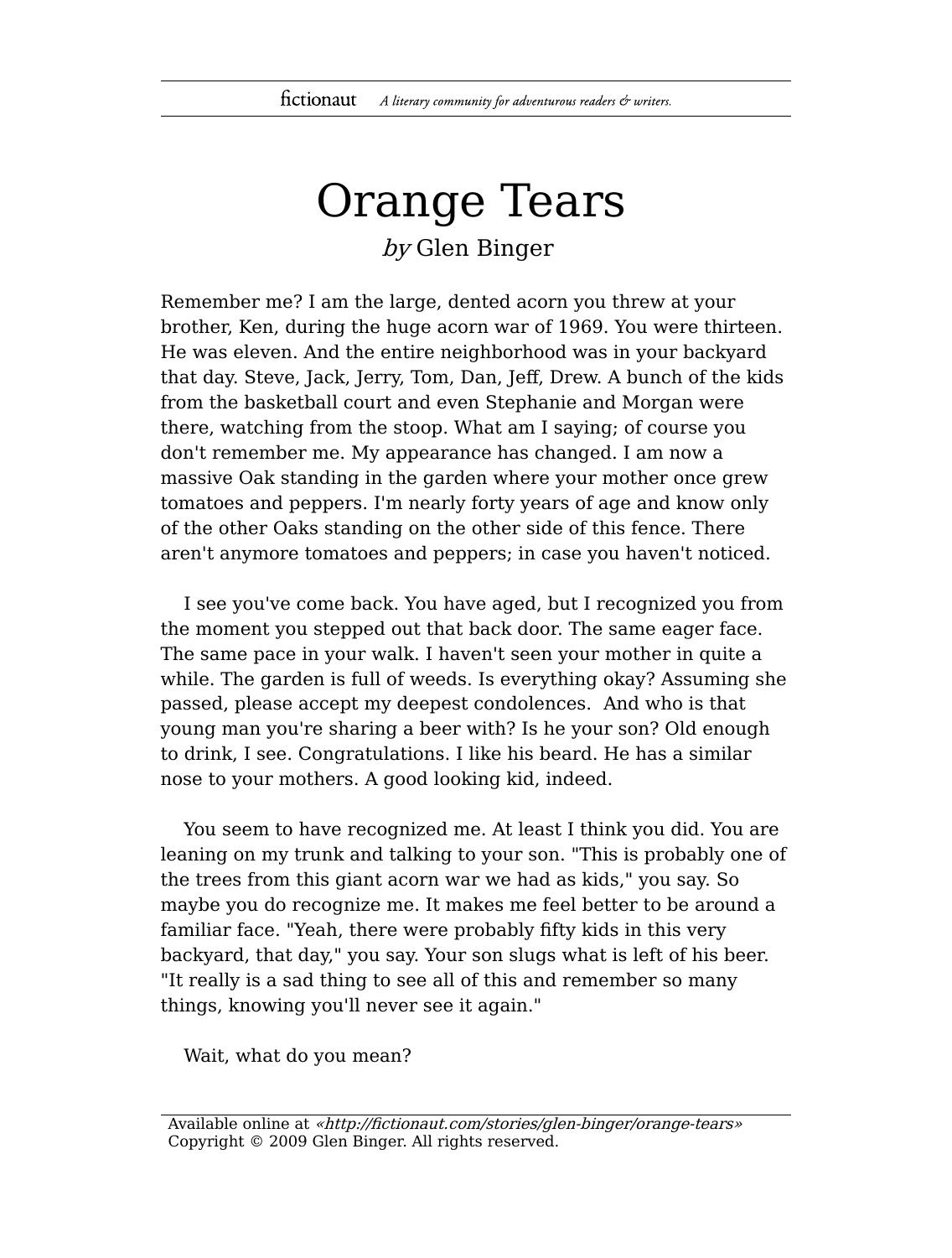# Orange Tears

*by* Glen Binger

Remember me? I am the large, dented acorn you threw at your brother, Ken, during the huge acorn war of 1969. You were thirteen. He was eleven. And the entire neighborhood was in your backyard that day. Steve, Jack, Jerry, Tom, Dan, Jeff, Drew. A bunch of the kids from the basketball court and even Stephanie and Morgan were there, watching from the stoop. What am I saying; of course you don't remember me. My appearance has changed. I am now a massive Oak standing in the garden where your mother once grew tomatoes and peppers. I'm nearly forty years of age and know only of the other Oaks standing on the other side of this fence. There aren't anymore tomatoes and peppers; in case you haven't noticed.

I see you've come back. You have aged, but I recognized you from the moment you stepped out that back door. The same eager face. The same pace in your walk. I haven't seen your mother in quite a while. The garden is full of weeds. Is everything okay? Assuming she passed, please accept my deepest condolences. And who is that young man you're sharing a beer with? Is he your son? Old enough to drink, I see. Congratulations. I like his beard. He has a similar nose to your mothers. A good looking kid, indeed.

You seem to have recognized me. At least I think you did. You are leaning on my trunk and talking to your son. "This is probably one of the trees from this giant acorn war we had as kids," you say. So maybe you do recognize me. It makes me feel better to be around a familiar face. "Yeah, there were probably fifty kids in this very backyard, that day," you say. Your son slugs what is left of his beer. "It really is a sad thing to see all of this and remember so many things, knowing you'll never see it again."

Wait, what do you mean?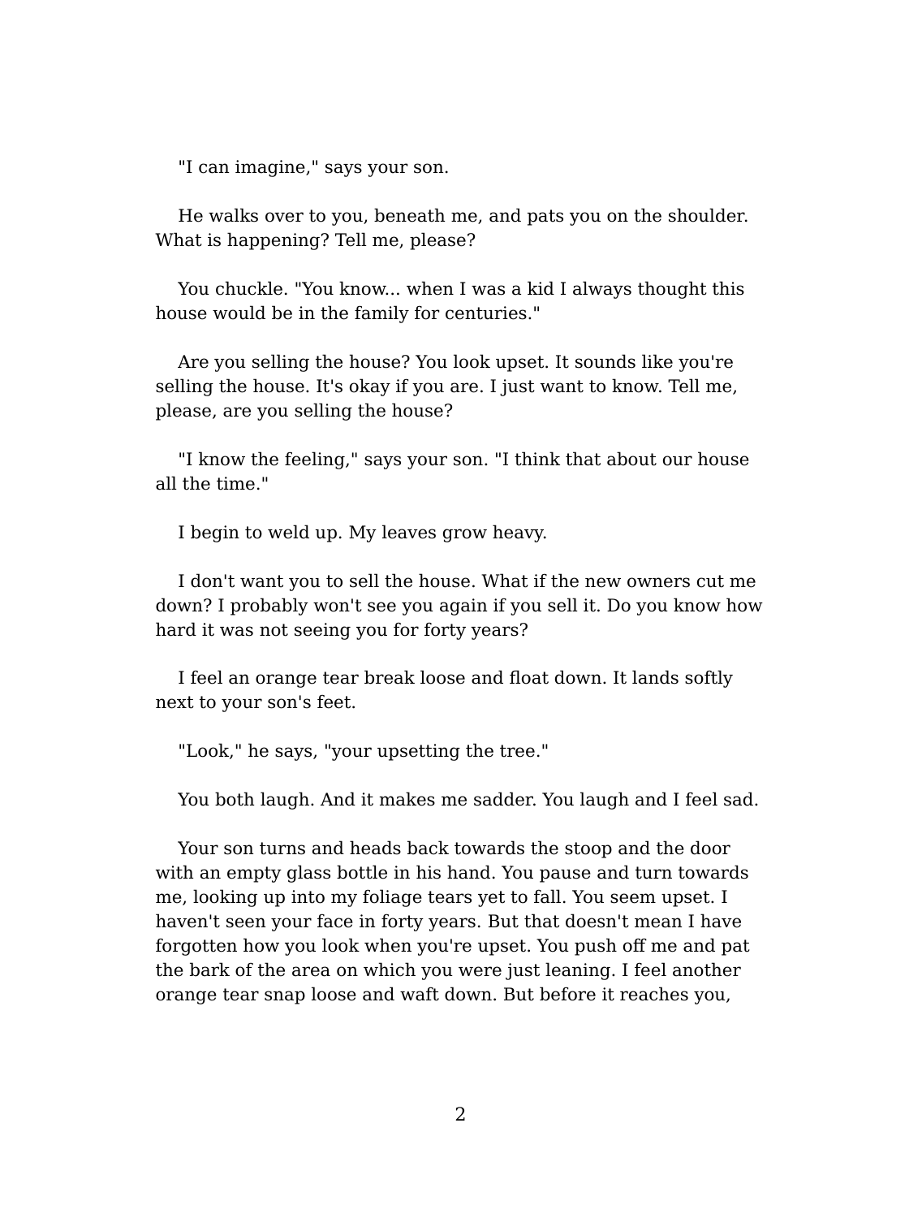"I can imagine," says your son.

He walks over to you, beneath me, and pats you on the shoulder. What is happening? Tell me, please?

You chuckle. "You know... when I was a kid I always thought this house would be in the family for centuries."

Are you selling the house? You look upset. It sounds like you're selling the house. It's okay if you are. I just want to know. Tell me, please, are you selling the house?

"I know the feeling," says your son. "I think that about our house all the time."

I begin to weld up. My leaves grow heavy.

I don't want you to sell the house. What if the new owners cut me down? I probably won't see you again if you sell it. Do you know how hard it was not seeing you for forty years?

I feel an orange tear break loose and float down. It lands softly next to your son's feet.

"Look," he says, "your upsetting the tree."

You both laugh. And it makes me sadder. You laugh and I feel sad.

Your son turns and heads back towards the stoop and the door with an empty glass bottle in his hand. You pause and turn towards me, looking up into my foliage tears yet to fall. You seem upset. I haven't seen your face in forty years. But that doesn't mean I have forgotten how you look when you're upset. You push off me and pat the bark of the area on which you were just leaning. I feel another orange tear snap loose and waft down. But before it reaches you,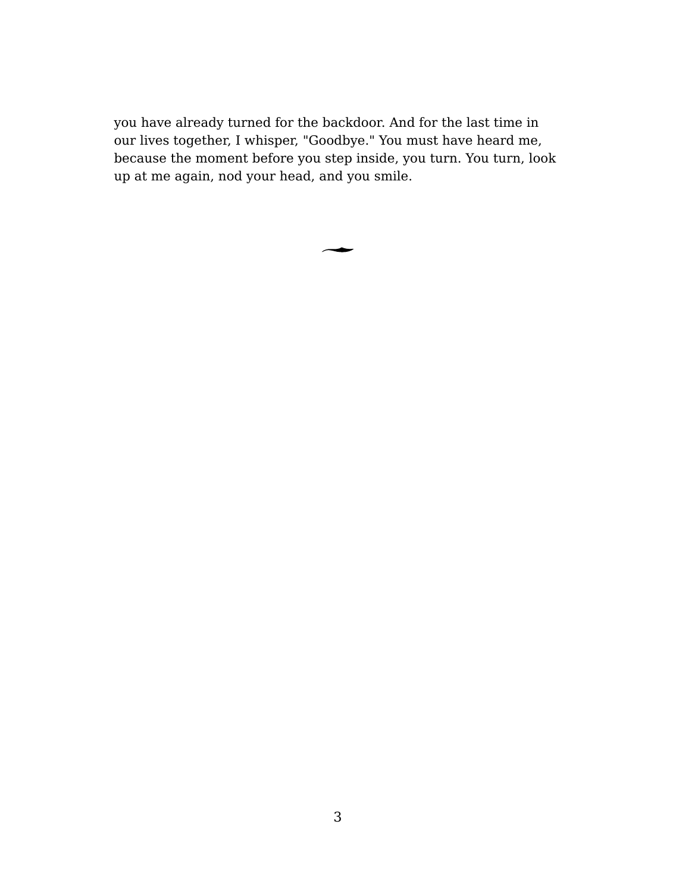you have already turned for the backdoor. And for the last time in our lives together, I whisper, "Goodbye." You must have heard me, because the moment before you step inside, you turn. You turn, look up at me again, nod your head, and you smile.